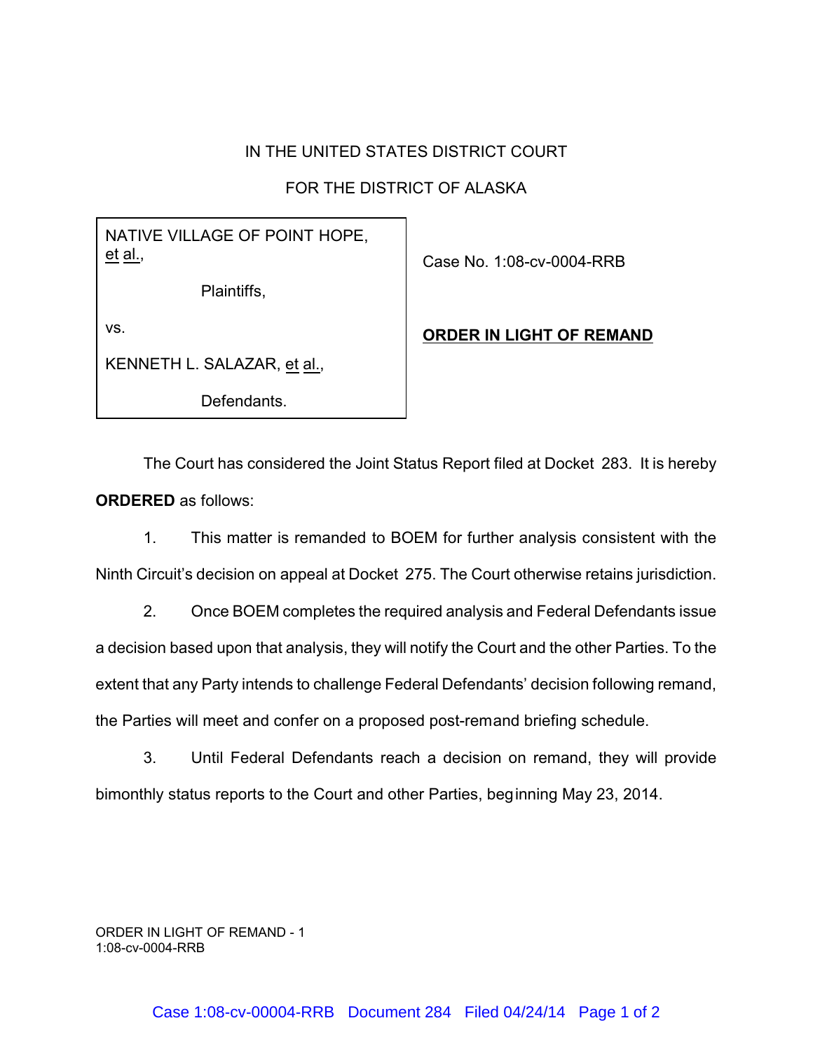IN THE UNITED STATES DISTRICT COURT

FOR THE DISTRICT OF ALASKA

| | |
|---|---|
| NATIVE VILLAGE OF POINT HOPE, et al., Plaintiffs, vs. KENNETH L. SALAZAR, et al., Defendants. | Case No. 1:08-cv-0004-RRB **ORDER IN LIGHT OF REMAND** |

The Court has considered the Joint Status Report filed at Docket 283. It is hereby **ORDERED** as follows:

1. This matter is remanded to BOEM for further analysis consistent with the Ninth Circuit's decision on appeal at Docket 275. The Court otherwise retains jurisdiction.

2. Once BOEM completes the required analysis and Federal Defendants issue a decision based upon that analysis, they will notify the Court and the other Parties. To the extent that any Party intends to challenge Federal Defendants' decision following remand, the Parties will meet and confer on a proposed post-remand briefing schedule.

3. Until Federal Defendants reach a decision on remand, they will provide bimonthly status reports to the Court and other Parties, beginning May 23, 2014.

ORDER IN LIGHT OF REMAND - 1
1:08-cv-0004-RRB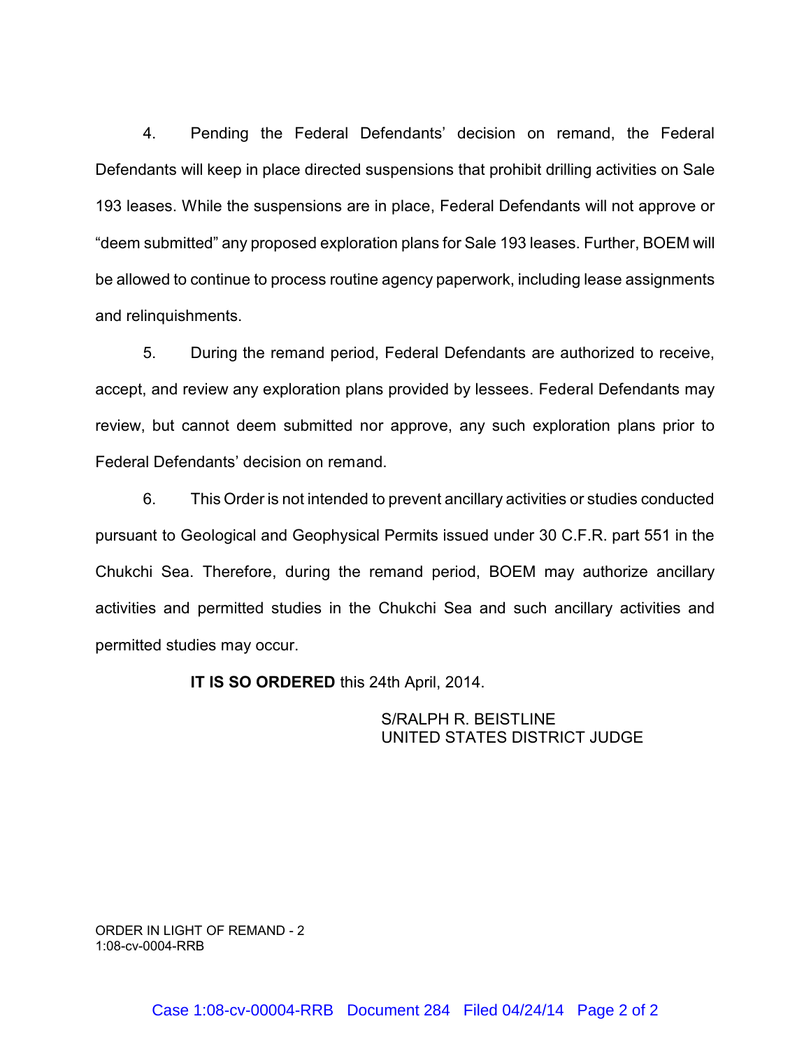4. Pending the Federal Defendants' decision on remand, the Federal Defendants will keep in place directed suspensions that prohibit drilling activities on Sale 193 leases. While the suspensions are in place, Federal Defendants will not approve or "deem submitted" any proposed exploration plans for Sale 193 leases. Further, BOEM will be allowed to continue to process routine agency paperwork, including lease assignments and relinquishments.

5. During the remand period, Federal Defendants are authorized to receive, accept, and review any exploration plans provided by lessees. Federal Defendants may review, but cannot deem submitted nor approve, any such exploration plans prior to Federal Defendants' decision on remand.

6. This Order is not intended to prevent ancillary activities or studies conducted pursuant to Geological and Geophysical Permits issued under 30 C.F.R. part 551 in the Chukchi Sea. Therefore, during the remand period, BOEM may authorize ancillary activities and permitted studies in the Chukchi Sea and such ancillary activities and permitted studies may occur.

**IT IS SO ORDERED** this 24th April, 2014.

S/RALPH R. BEISTLINE
UNITED STATES DISTRICT JUDGE

ORDER IN LIGHT OF REMAND - 2
1:08-cv-0004-RRB